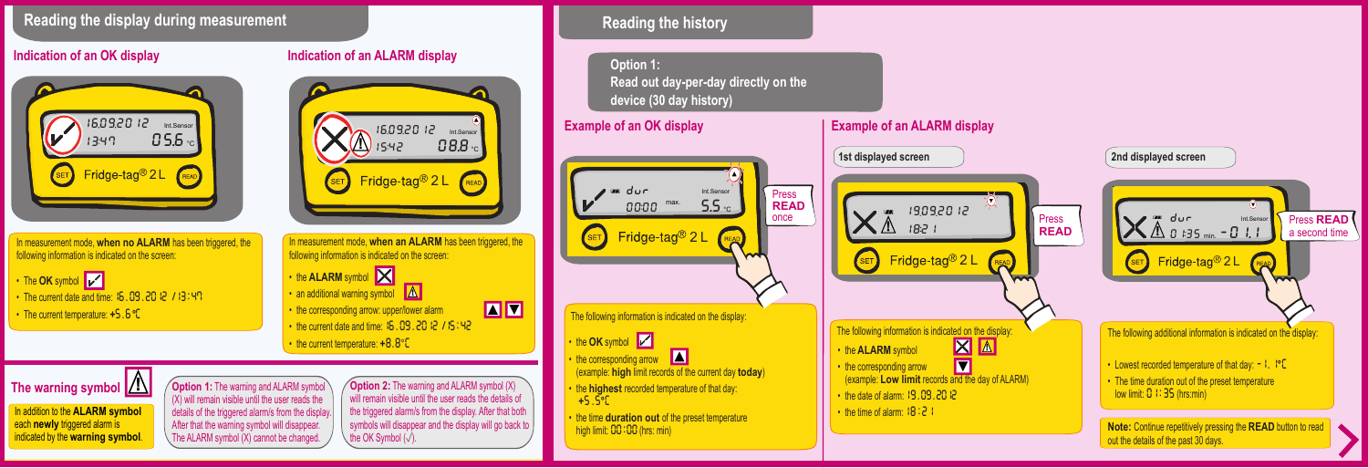# Reading the display during measurement

## Indication of an OK display

In measurement mode, **when no ALARM** has been triggered, the following information is indicated on the screen:

- The **OK** symbol
- The current date and time: 16.09.2012 / 13:47
- The current temperature: +5.6°C

## Indication of an ALARM display

In measurement mode, **when an ALARM** has been triggered, the following information is indicated on the screen:

- the **ALARM** symbol
- an additional warning symbol
- the corresponding arrow: upper/lower alarm
- the current date and time: 16.09.2012 / 15:42
- the current temperature: +8.8°C

## The warning symbol

In addition to the **ALARM symbol** each **newly** triggered alarm is indicated by the **warning symbol**.

**Option 1:** The warning and ALARM symbol (X) will remain visible until the user reads the details of the triggered alarm/s from the display. After that the warning symbol will disappear. The ALARM symbol (X) cannot be changed.

**Option 2:** The warning and ALARM symbol (X) will remain visible until the user reads the details of the triggered alarm/s from the display. After that both symbols will disappear and the display will go back to the OK Symbol (√).

# Reading the history

**Option 1:**
**Read out day-per-day directly on the device (30 day history)**

## Example of an OK display

Press **READ** once

The following information is indicated on the display:

- the **OK** symbol
- the corresponding arrow (example: **high** limit records of the current day **today**)
- the **highest** recorded temperature of that day: +5.5°C
- the time **duration out** of the preset temperature high limit: 00:00 (hrs: min)

## Example of an ALARM display

### 1st displayed screen

Press **READ**

The following information is indicated on the display:

- the **ALARM** symbol
- the corresponding arrow (example: **Low limit** records and the day of ALARM)
- the date of alarm: 19.09.2012
- the time of alarm: 18:21

### 2nd displayed screen

Press **READ** a second time

The following additional information is indicated on the display:

- Lowest recorded temperature of that day: -1.1°C
- The time duration out of the preset temperature low limit: 01:35 (hrs:min)

**Note:** Continue repetitively pressing the **READ** button to read out the details of the past 30 days.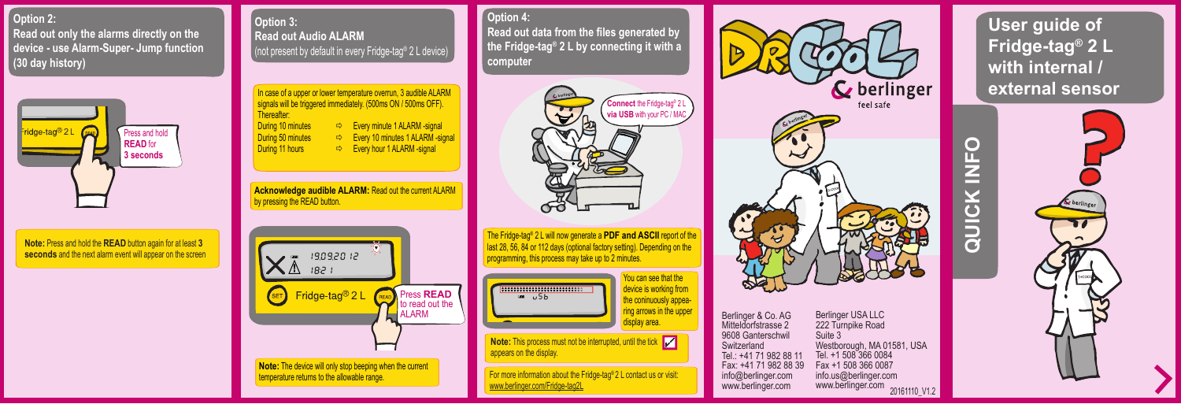## Option 2:

**Read out only the alarms directly on the device - use Alarm-Super- Jump function (30 day history)**

Fridge-tag® 2 L

Press and hold **READ** for **3 seconds**

**Note:** Press and hold the **READ** button again for at least **3 seconds** and the next alarm event will appear on the screen

## Option 3:

**Read out Audio ALARM**

(not present by default in every Fridge-tag® 2 L device)

In case of a upper or lower temperature overrun, 3 audible ALARM signals will be triggered immediately. (500ms ON / 500ms OFF).

Thereafter:

| | | |
|---|---|---|
| During 10 minutes | ⇨ | Every minute 1 ALARM -signal |
| During 50 minutes | ⇨ | Every 10 minutes 1 ALARM -signal |
| During 11 hours | ⇨ | Every hour 1 ALARM -signal |

**Acknowledge audible ALARM:** Read out the current ALARM by pressing the READ button.

19.09.20 12

18.2 1

SET Fridge-tag® 2 L READ

Press **READ** to read out the ALARM

**Note:** The device will only stop beeping when the current temperature returns to the allowable range.

## Option 4:

**Read out data from the files generated by the Fridge-tag® 2 L by connecting it with a computer**

**Connect** the Fridge-tag® 2 L **via USB** with your PC / MAC

The Fridge-tag® 2 L will now generate a **PDF and ASCII** report of the last 28, 56, 84 or 112 days (optional factory setting). Depending on the programming, this process may take up to 2 minutes.

USB

You can see that the device is working from the coninuously appearing arrows in the upper display area.

**Note:** This process must not be interrupted, until the tick ✓ appears on the display.

For more information about the Fridge-tag® 2 L contact us or visit: www.berlinger.com/Fridge-tag2L

DR COOL

berlinger feel safe

Berlinger & Co. AG
Mitteldorfstrasse 2
9608 Ganterschwil
Switzerland
Tel.: +41 71 982 88 11
Fax: +41 71 982 88 39
info@berlinger.com
www.berlinger.com

Berlinger USA LLC
222 Turnpike Road
Suite 3
Westborough, MA 01581, USA
Tel. +1 508 366 0084
Fax +1 508 366 0087
info.us@berlinger.com
www.berlinger.com

20161110_V1.2

# User guide of Fridge-tag® 2 L with internal / external sensor

QUICK INFO